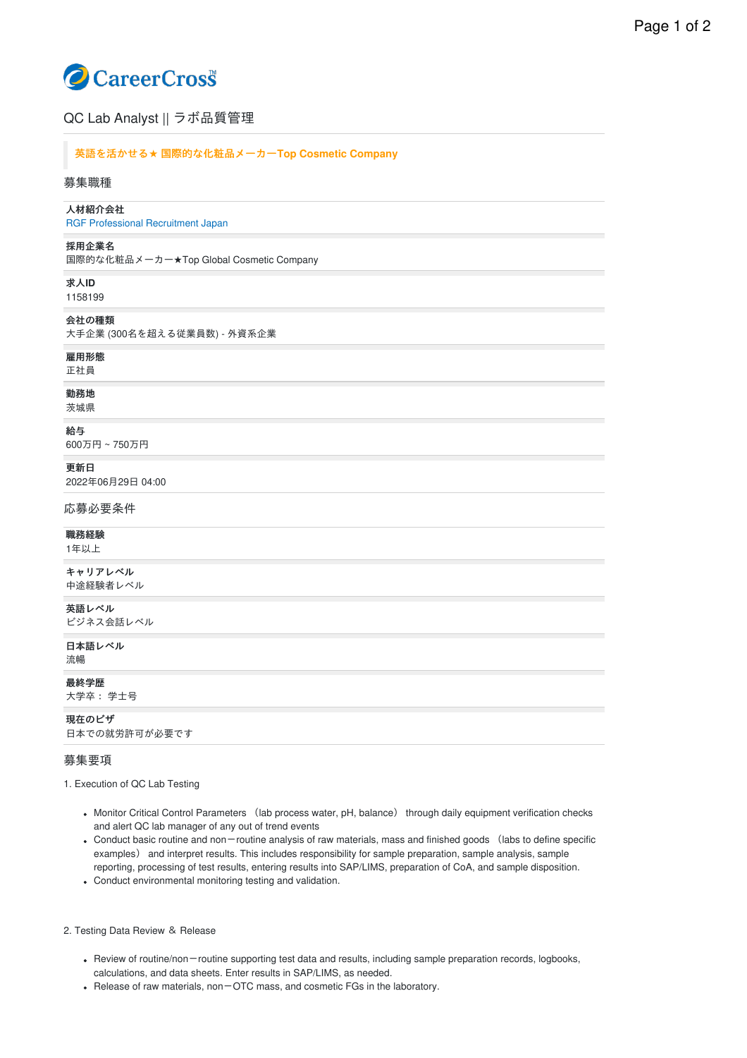CareerCross

# QC Lab Analyst || ラボ品質管理

**英語を活かせる★ 国際的な化粧品メーカーTop Cosmetic Company**

## 募集職種

**人材紹介会社**
RGF Professional Recruitment Japan

**採用企業名**
国際的な化粧品メーカー★Top Global Cosmetic Company

**求人ID**
1158199

**会社の種類**
大手企業 (300名を超える従業員数) - 外資系企業

**雇用形態**
正社員

**勤務地**
茨城県

**給与**
600万円 ~ 750万円

**更新日**
2022年06月29日 04:00

## 応募必要条件

**職務経験**
1年以上

**キャリアレベル**
中途経験者レベル

**英語レベル**
ビジネス会話レベル

**日本語レベル**
流暢

**最終学歴**
大学卒： 学士号

**現在のビザ**
日本での就労許可が必要です

## 募集要項

1. Execution of QC Lab Testing

- Monitor Critical Control Parameters （lab process water, pH, balance） through daily equipment verification checks and alert QC lab manager of any out of trend events
- Conduct basic routine and non－routine analysis of raw materials, mass and finished goods （labs to define specific examples） and interpret results. This includes responsibility for sample preparation, sample analysis, sample reporting, processing of test results, entering results into SAP/LIMS, preparation of CoA, and sample disposition.
- Conduct environmental monitoring testing and validation.

2. Testing Data Review ＆ Release

- Review of routine/non－routine supporting test data and results, including sample preparation records, logbooks, calculations, and data sheets. Enter results in SAP/LIMS, as needed.
- Release of raw materials, non－OTC mass, and cosmetic FGs in the laboratory.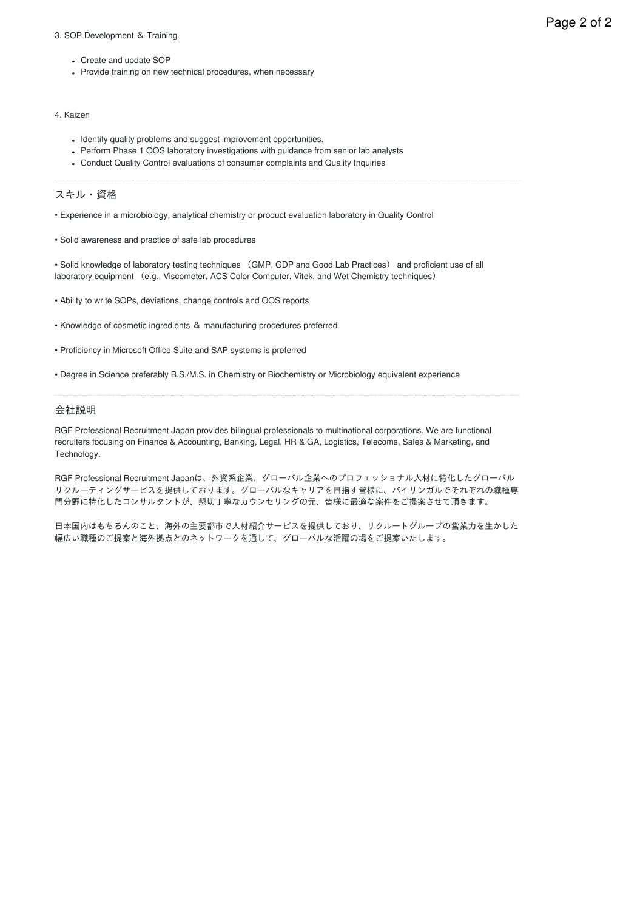3. SOP Development ＆ Training

- Create and update SOP
- Provide training on new technical procedures, when necessary

4. Kaizen

- Identify quality problems and suggest improvement opportunities.
- Perform Phase 1 OOS laboratory investigations with guidance from senior lab analysts
- Conduct Quality Control evaluations of consumer complaints and Quality Inquiries

## スキル・資格

• Experience in a microbiology, analytical chemistry or product evaluation laboratory in Quality Control

• Solid awareness and practice of safe lab procedures

• Solid knowledge of laboratory testing techniques （GMP, GDP and Good Lab Practices） and proficient use of all laboratory equipment （e.g., Viscometer, ACS Color Computer, Vitek, and Wet Chemistry techniques）

• Ability to write SOPs, deviations, change controls and OOS reports

• Knowledge of cosmetic ingredients ＆ manufacturing procedures preferred

• Proficiency in Microsoft Office Suite and SAP systems is preferred

• Degree in Science preferably B.S./M.S. in Chemistry or Biochemistry or Microbiology equivalent experience

## 会社説明

RGF Professional Recruitment Japan provides bilingual professionals to multinational corporations. We are functional recruiters focusing on Finance & Accounting, Banking, Legal, HR & GA, Logistics, Telecoms, Sales & Marketing, and Technology.

RGF Professional Recruitment Japanは、外資系企業、グローバル企業へのプロフェッショナル人材に特化したグローバルリクルーティングサービスを提供しております。グローバルなキャリアを目指す皆様に、バイリンガルでそれぞれの職種専門分野に特化したコンサルタントが、懇切丁寧なカウンセリングの元、皆様に最適な案件をご提案させて頂きます。

日本国内はもちろんのこと、海外の主要都市で人材紹介サービスを提供しており、リクルートグループの営業力を生かした幅広い職種のご提案と海外拠点とのネットワークを通して、グローバルな活躍の場をご提案いたします。